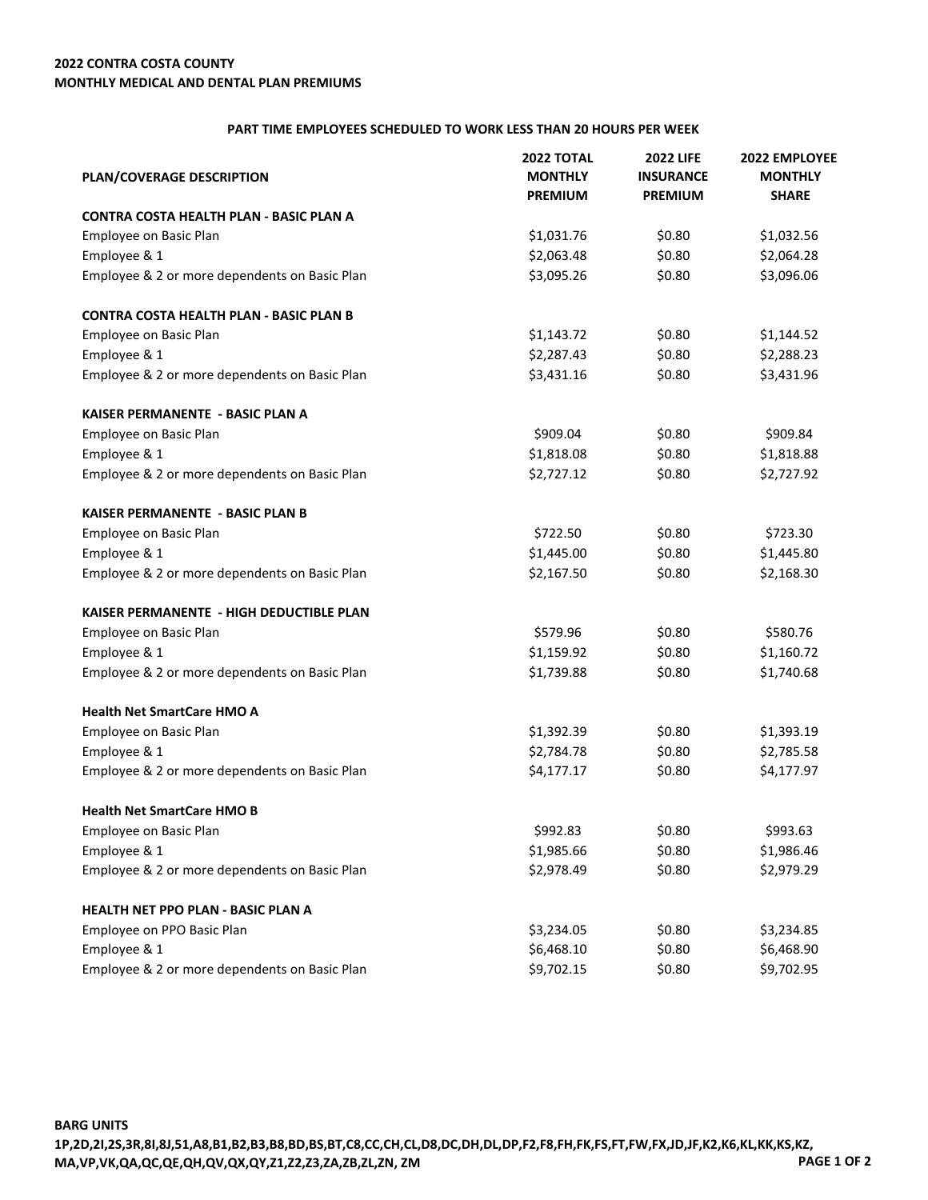**2022 CONTRA COSTA COUNTY**
**MONTHLY MEDICAL AND DENTAL PLAN PREMIUMS**

**PART TIME EMPLOYEES SCHEDULED TO WORK LESS THAN 20 HOURS PER WEEK**

| PLAN/COVERAGE DESCRIPTION | 2022 TOTAL MONTHLY PREMIUM | 2022 LIFE INSURANCE PREMIUM | 2022 EMPLOYEE MONTHLY SHARE |
|---|---|---|---|
| **CONTRA COSTA HEALTH PLAN - BASIC PLAN A** | | | |
| Employee on Basic Plan | $1,031.76 | $0.80 | $1,032.56 |
| Employee & 1 | $2,063.48 | $0.80 | $2,064.28 |
| Employee & 2 or more dependents on Basic Plan | $3,095.26 | $0.80 | $3,096.06 |
| **CONTRA COSTA HEALTH PLAN - BASIC PLAN B** | | | |
| Employee on Basic Plan | $1,143.72 | $0.80 | $1,144.52 |
| Employee & 1 | $2,287.43 | $0.80 | $2,288.23 |
| Employee & 2 or more dependents on Basic Plan | $3,431.16 | $0.80 | $3,431.96 |
| **KAISER PERMANENTE - BASIC PLAN A** | | | |
| Employee on Basic Plan | $909.04 | $0.80 | $909.84 |
| Employee & 1 | $1,818.08 | $0.80 | $1,818.88 |
| Employee & 2 or more dependents on Basic Plan | $2,727.12 | $0.80 | $2,727.92 |
| **KAISER PERMANENTE - BASIC PLAN B** | | | |
| Employee on Basic Plan | $722.50 | $0.80 | $723.30 |
| Employee & 1 | $1,445.00 | $0.80 | $1,445.80 |
| Employee & 2 or more dependents on Basic Plan | $2,167.50 | $0.80 | $2,168.30 |
| **KAISER PERMANENTE - HIGH DEDUCTIBLE PLAN** | | | |
| Employee on Basic Plan | $579.96 | $0.80 | $580.76 |
| Employee & 1 | $1,159.92 | $0.80 | $1,160.72 |
| Employee & 2 or more dependents on Basic Plan | $1,739.88 | $0.80 | $1,740.68 |
| **Health Net SmartCare HMO A** | | | |
| Employee on Basic Plan | $1,392.39 | $0.80 | $1,393.19 |
| Employee & 1 | $2,784.78 | $0.80 | $2,785.58 |
| Employee & 2 or more dependents on Basic Plan | $4,177.17 | $0.80 | $4,177.97 |
| **Health Net SmartCare HMO B** | | | |
| Employee on Basic Plan | $992.83 | $0.80 | $993.63 |
| Employee & 1 | $1,985.66 | $0.80 | $1,986.46 |
| Employee & 2 or more dependents on Basic Plan | $2,978.49 | $0.80 | $2,979.29 |
| **HEALTH NET PPO PLAN - BASIC PLAN A** | | | |
| Employee on PPO Basic Plan | $3,234.05 | $0.80 | $3,234.85 |
| Employee & 1 | $6,468.10 | $0.80 | $6,468.90 |
| Employee & 2 or more dependents on Basic Plan | $9,702.15 | $0.80 | $9,702.95 |

**BARG UNITS**
**1P,2D,2I,2S,3R,8I,8J,51,A8,B1,B2,B3,B8,BD,BS,BT,C8,CC,CH,CL,D8,DC,DH,DL,DP,F2,F8,FH,FK,FS,FT,FW,FX,JD,JF,K2,K6,KL,KK,KS,KZ, MA,VP,VK,QA,QC,QE,QH,QV,QX,QY,Z1,Z2,Z3,ZA,ZB,ZL,ZN, ZM**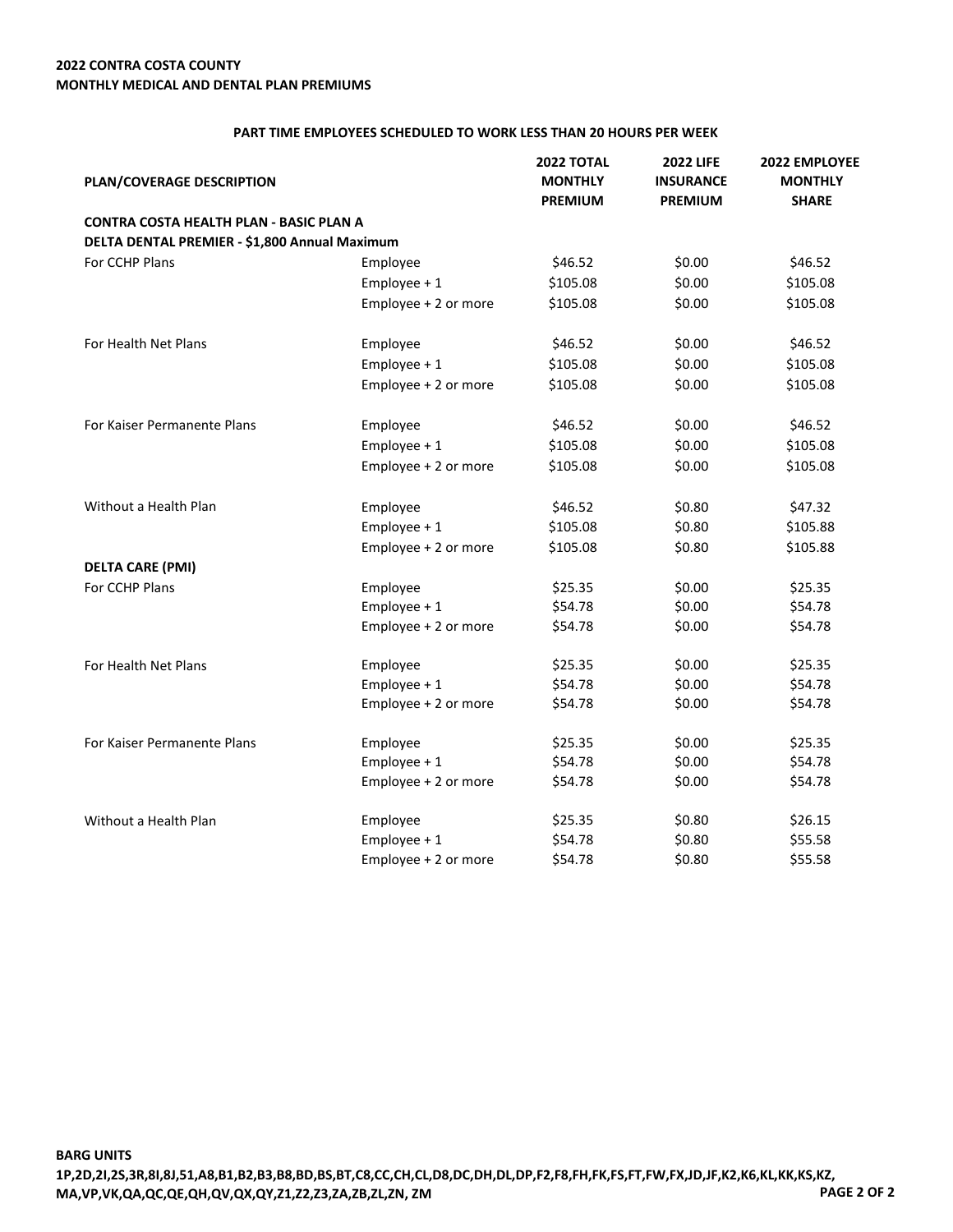**2022 CONTRA COSTA COUNTY**
**MONTHLY MEDICAL AND DENTAL PLAN PREMIUMS**

**PART TIME EMPLOYEES SCHEDULED TO WORK LESS THAN 20 HOURS PER WEEK**

| PLAN/COVERAGE DESCRIPTION | | 2022 TOTAL MONTHLY PREMIUM | 2022 LIFE INSURANCE PREMIUM | 2022 EMPLOYEE MONTHLY SHARE |
|---|---|---|---|---|
| **CONTRA COSTA HEALTH PLAN - BASIC PLAN A** | | | | |
| **DELTA DENTAL PREMIER - $1,800 Annual Maximum** | | | | |
| For CCHP Plans | Employee | $46.52 | $0.00 | $46.52 |
| | Employee + 1 | $105.08 | $0.00 | $105.08 |
| | Employee + 2 or more | $105.08 | $0.00 | $105.08 |
| For Health Net Plans | Employee | $46.52 | $0.00 | $46.52 |
| | Employee + 1 | $105.08 | $0.00 | $105.08 |
| | Employee + 2 or more | $105.08 | $0.00 | $105.08 |
| For Kaiser Permanente Plans | Employee | $46.52 | $0.00 | $46.52 |
| | Employee + 1 | $105.08 | $0.00 | $105.08 |
| | Employee + 2 or more | $105.08 | $0.00 | $105.08 |
| Without a Health Plan | Employee | $46.52 | $0.80 | $47.32 |
| | Employee + 1 | $105.08 | $0.80 | $105.88 |
| | Employee + 2 or more | $105.08 | $0.80 | $105.88 |
| **DELTA CARE (PMI)** | | | | |
| For CCHP Plans | Employee | $25.35 | $0.00 | $25.35 |
| | Employee + 1 | $54.78 | $0.00 | $54.78 |
| | Employee + 2 or more | $54.78 | $0.00 | $54.78 |
| For Health Net Plans | Employee | $25.35 | $0.00 | $25.35 |
| | Employee + 1 | $54.78 | $0.00 | $54.78 |
| | Employee + 2 or more | $54.78 | $0.00 | $54.78 |
| For Kaiser Permanente Plans | Employee | $25.35 | $0.00 | $25.35 |
| | Employee + 1 | $54.78 | $0.00 | $54.78 |
| | Employee + 2 or more | $54.78 | $0.00 | $54.78 |
| Without a Health Plan | Employee | $25.35 | $0.80 | $26.15 |
| | Employee + 1 | $54.78 | $0.80 | $55.58 |
| | Employee + 2 or more | $54.78 | $0.80 | $55.58 |

**BARG UNITS**
**1P,2D,2I,2S,3R,8I,8J,51,A8,B1,B2,B3,B8,BD,BS,BT,C8,CC,CH,CL,D8,DC,DH,DL,DP,F2,F8,FH,FK,FS,FT,FW,FX,JD,JF,K2,K6,KL,KK,KS,KZ, MA,VP,VK,QA,QC,QE,QH,QV,QX,QY,Z1,Z2,Z3,ZA,ZB,ZL,ZN, ZM**